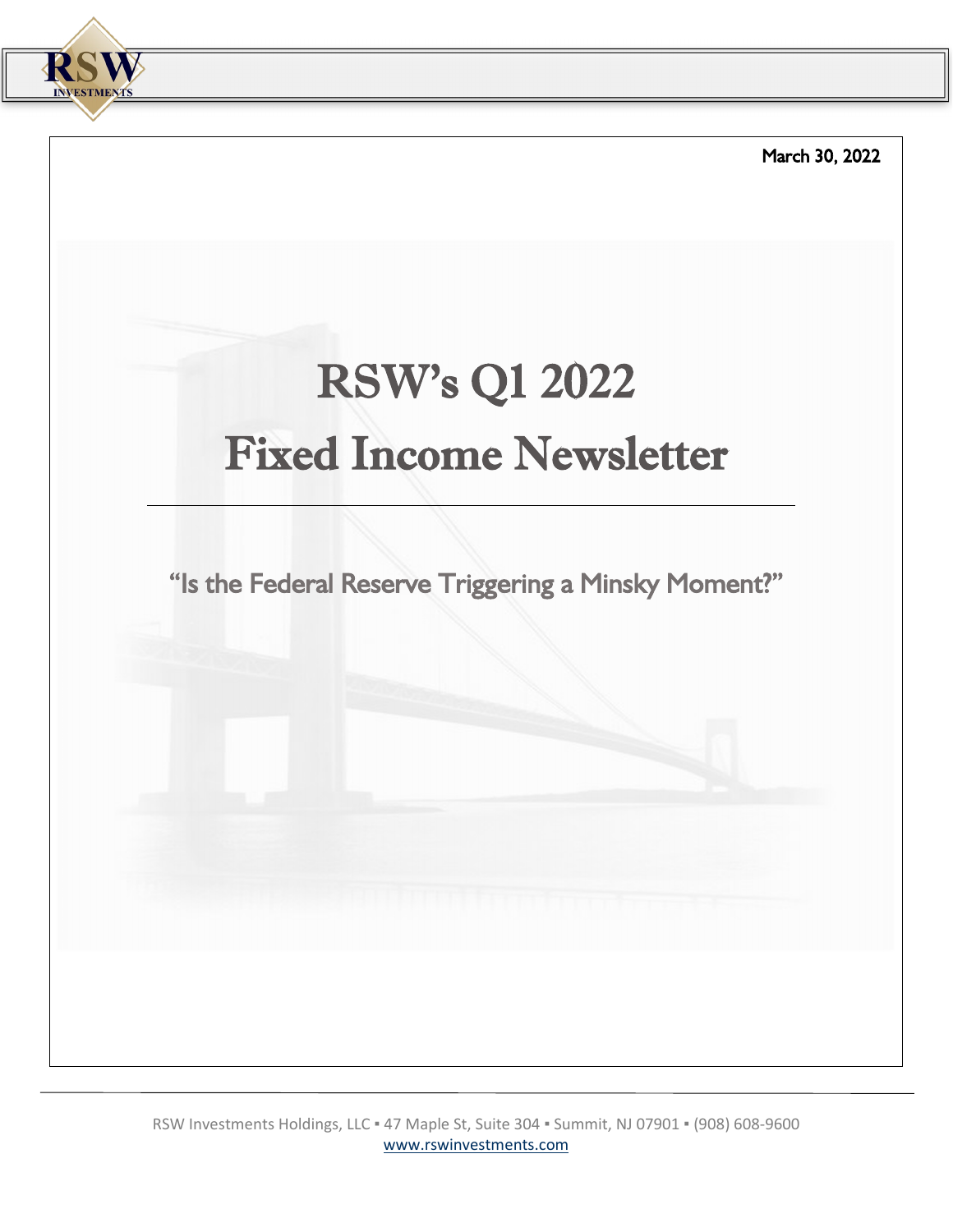March 30, 2022

# RSW's Q1 2022
# Fixed Income Newsletter

"Is the Federal Reserve Triggering a Minsky Moment?"

RSW Investments Holdings, LLC ▪ 47 Maple St, Suite 304 ▪ Summit, NJ 07901 ▪ (908) 608-9600
www.rswinvestments.com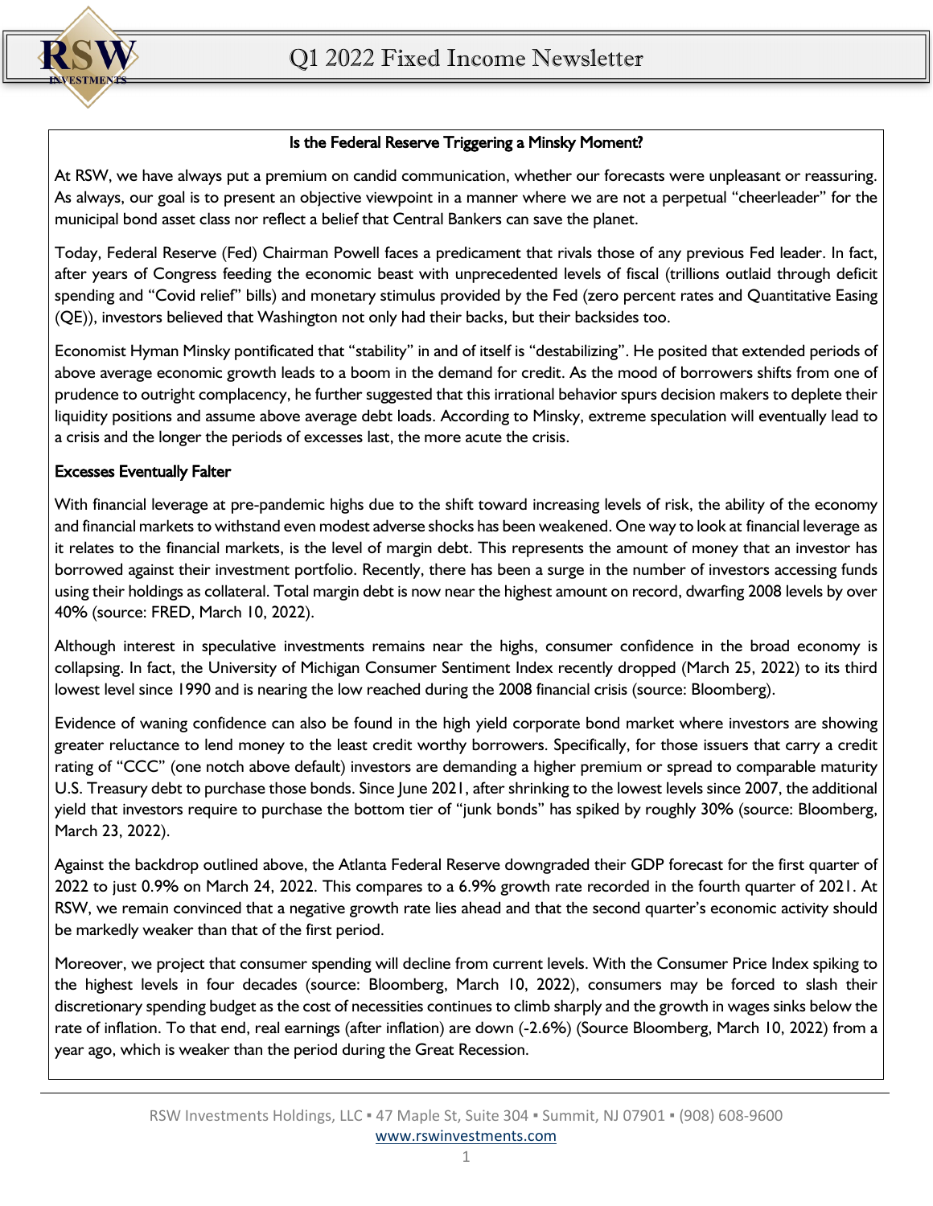# Q1 2022 Fixed Income Newsletter

## Is the Federal Reserve Triggering a Minsky Moment?

At RSW, we have always put a premium on candid communication, whether our forecasts were unpleasant or reassuring. As always, our goal is to present an objective viewpoint in a manner where we are not a perpetual "cheerleader" for the municipal bond asset class nor reflect a belief that Central Bankers can save the planet.

Today, Federal Reserve (Fed) Chairman Powell faces a predicament that rivals those of any previous Fed leader. In fact, after years of Congress feeding the economic beast with unprecedented levels of fiscal (trillions outlaid through deficit spending and "Covid relief" bills) and monetary stimulus provided by the Fed (zero percent rates and Quantitative Easing (QE)), investors believed that Washington not only had their backs, but their backsides too.

Economist Hyman Minsky pontificated that "stability" in and of itself is "destabilizing". He posited that extended periods of above average economic growth leads to a boom in the demand for credit. As the mood of borrowers shifts from one of prudence to outright complacency, he further suggested that this irrational behavior spurs decision makers to deplete their liquidity positions and assume above average debt loads. According to Minsky, extreme speculation will eventually lead to a crisis and the longer the periods of excesses last, the more acute the crisis.

### Excesses Eventually Falter

With financial leverage at pre-pandemic highs due to the shift toward increasing levels of risk, the ability of the economy and financial markets to withstand even modest adverse shocks has been weakened. One way to look at financial leverage as it relates to the financial markets, is the level of margin debt. This represents the amount of money that an investor has borrowed against their investment portfolio. Recently, there has been a surge in the number of investors accessing funds using their holdings as collateral. Total margin debt is now near the highest amount on record, dwarfing 2008 levels by over 40% (source: FRED, March 10, 2022).

Although interest in speculative investments remains near the highs, consumer confidence in the broad economy is collapsing. In fact, the University of Michigan Consumer Sentiment Index recently dropped (March 25, 2022) to its third lowest level since 1990 and is nearing the low reached during the 2008 financial crisis (source: Bloomberg).

Evidence of waning confidence can also be found in the high yield corporate bond market where investors are showing greater reluctance to lend money to the least credit worthy borrowers. Specifically, for those issuers that carry a credit rating of "CCC" (one notch above default) investors are demanding a higher premium or spread to comparable maturity U.S. Treasury debt to purchase those bonds. Since June 2021, after shrinking to the lowest levels since 2007, the additional yield that investors require to purchase the bottom tier of "junk bonds" has spiked by roughly 30% (source: Bloomberg, March 23, 2022).

Against the backdrop outlined above, the Atlanta Federal Reserve downgraded their GDP forecast for the first quarter of 2022 to just 0.9% on March 24, 2022. This compares to a 6.9% growth rate recorded in the fourth quarter of 2021. At RSW, we remain convinced that a negative growth rate lies ahead and that the second quarter's economic activity should be markedly weaker than that of the first period.

Moreover, we project that consumer spending will decline from current levels. With the Consumer Price Index spiking to the highest levels in four decades (source: Bloomberg, March 10, 2022), consumers may be forced to slash their discretionary spending budget as the cost of necessities continues to climb sharply and the growth in wages sinks below the rate of inflation. To that end, real earnings (after inflation) are down (-2.6%) (Source Bloomberg, March 10, 2022) from a year ago, which is weaker than the period during the Great Recession.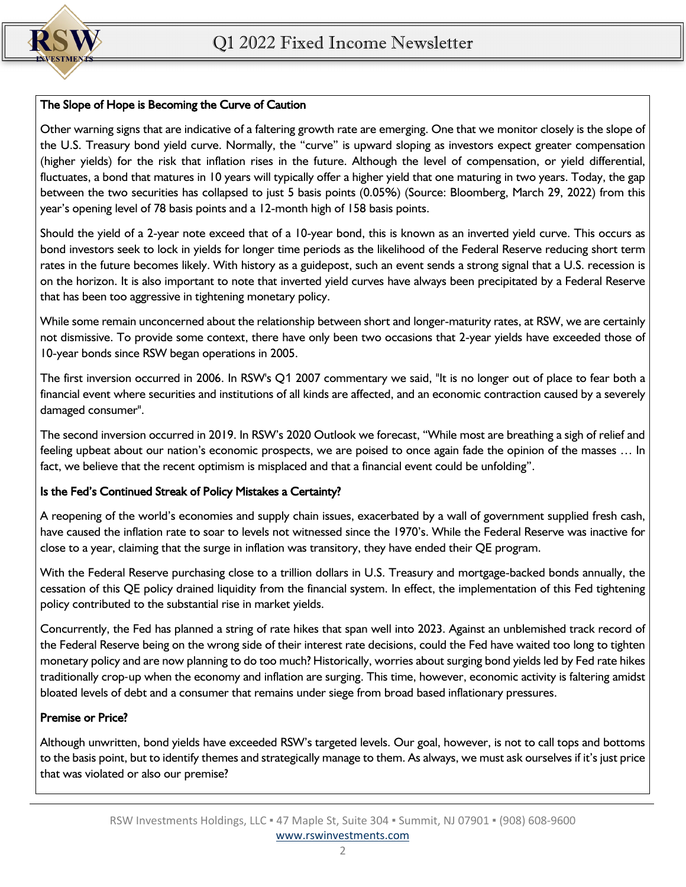### The Slope of Hope is Becoming the Curve of Caution

Other warning signs that are indicative of a faltering growth rate are emerging. One that we monitor closely is the slope of the U.S. Treasury bond yield curve. Normally, the "curve" is upward sloping as investors expect greater compensation (higher yields) for the risk that inflation rises in the future. Although the level of compensation, or yield differential, fluctuates, a bond that matures in 10 years will typically offer a higher yield that one maturing in two years. Today, the gap between the two securities has collapsed to just 5 basis points (0.05%) (Source: Bloomberg, March 29, 2022) from this year's opening level of 78 basis points and a 12-month high of 158 basis points.

Should the yield of a 2-year note exceed that of a 10-year bond, this is known as an inverted yield curve. This occurs as bond investors seek to lock in yields for longer time periods as the likelihood of the Federal Reserve reducing short term rates in the future becomes likely. With history as a guidepost, such an event sends a strong signal that a U.S. recession is on the horizon. It is also important to note that inverted yield curves have always been precipitated by a Federal Reserve that has been too aggressive in tightening monetary policy.

While some remain unconcerned about the relationship between short and longer-maturity rates, at RSW, we are certainly not dismissive. To provide some context, there have only been two occasions that 2-year yields have exceeded those of 10-year bonds since RSW began operations in 2005.

The first inversion occurred in 2006. In RSW's Q1 2007 commentary we said, "It is no longer out of place to fear both a financial event where securities and institutions of all kinds are affected, and an economic contraction caused by a severely damaged consumer".

The second inversion occurred in 2019. In RSW's 2020 Outlook we forecast, "While most are breathing a sigh of relief and feeling upbeat about our nation's economic prospects, we are poised to once again fade the opinion of the masses … In fact, we believe that the recent optimism is misplaced and that a financial event could be unfolding".

### Is the Fed's Continued Streak of Policy Mistakes a Certainty?

A reopening of the world's economies and supply chain issues, exacerbated by a wall of government supplied fresh cash, have caused the inflation rate to soar to levels not witnessed since the 1970's. While the Federal Reserve was inactive for close to a year, claiming that the surge in inflation was transitory, they have ended their QE program.

With the Federal Reserve purchasing close to a trillion dollars in U.S. Treasury and mortgage-backed bonds annually, the cessation of this QE policy drained liquidity from the financial system. In effect, the implementation of this Fed tightening policy contributed to the substantial rise in market yields.

Concurrently, the Fed has planned a string of rate hikes that span well into 2023. Against an unblemished track record of the Federal Reserve being on the wrong side of their interest rate decisions, could the Fed have waited too long to tighten monetary policy and are now planning to do too much? Historically, worries about surging bond yields led by Fed rate hikes traditionally crop-up when the economy and inflation are surging. This time, however, economic activity is faltering amidst bloated levels of debt and a consumer that remains under siege from broad based inflationary pressures.

### Premise or Price?

Although unwritten, bond yields have exceeded RSW's targeted levels. Our goal, however, is not to call tops and bottoms to the basis point, but to identify themes and strategically manage to them. As always, we must ask ourselves if it's just price that was violated or also our premise?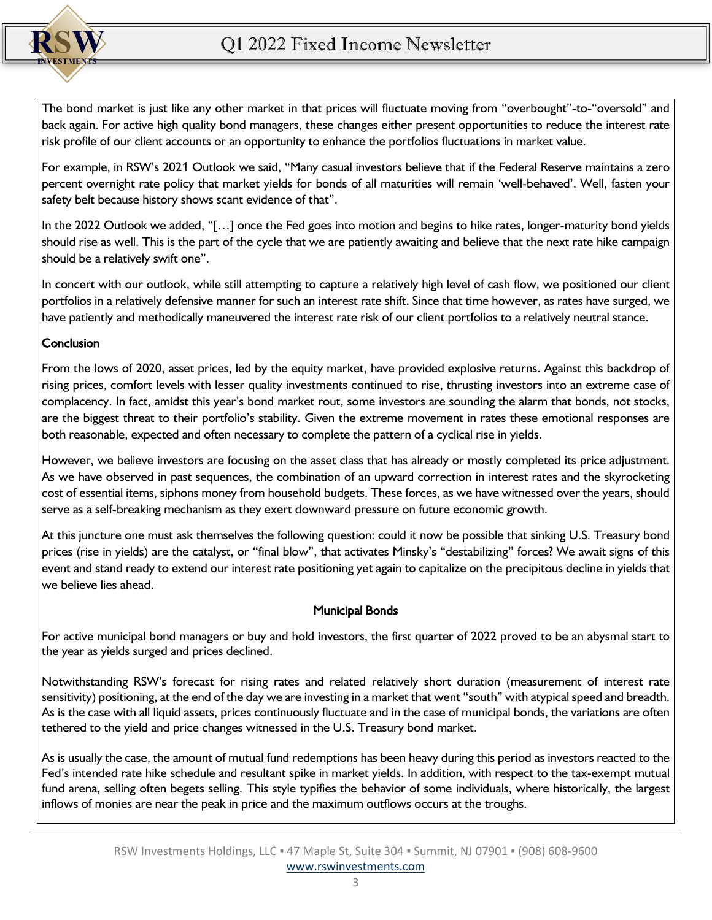The bond market is just like any other market in that prices will fluctuate moving from "overbought"-to-"oversold" and back again. For active high quality bond managers, these changes either present opportunities to reduce the interest rate risk profile of our client accounts or an opportunity to enhance the portfolios fluctuations in market value.

For example, in RSW's 2021 Outlook we said, "Many casual investors believe that if the Federal Reserve maintains a zero percent overnight rate policy that market yields for bonds of all maturities will remain 'well-behaved'. Well, fasten your safety belt because history shows scant evidence of that".

In the 2022 Outlook we added, "[…] once the Fed goes into motion and begins to hike rates, longer-maturity bond yields should rise as well. This is the part of the cycle that we are patiently awaiting and believe that the next rate hike campaign should be a relatively swift one".

In concert with our outlook, while still attempting to capture a relatively high level of cash flow, we positioned our client portfolios in a relatively defensive manner for such an interest rate shift. Since that time however, as rates have surged, we have patiently and methodically maneuvered the interest rate risk of our client portfolios to a relatively neutral stance.

## Conclusion

From the lows of 2020, asset prices, led by the equity market, have provided explosive returns. Against this backdrop of rising prices, comfort levels with lesser quality investments continued to rise, thrusting investors into an extreme case of complacency. In fact, amidst this year's bond market rout, some investors are sounding the alarm that bonds, not stocks, are the biggest threat to their portfolio's stability. Given the extreme movement in rates these emotional responses are both reasonable, expected and often necessary to complete the pattern of a cyclical rise in yields.

However, we believe investors are focusing on the asset class that has already or mostly completed its price adjustment. As we have observed in past sequences, the combination of an upward correction in interest rates and the skyrocketing cost of essential items, siphons money from household budgets. These forces, as we have witnessed over the years, should serve as a self-breaking mechanism as they exert downward pressure on future economic growth.

At this juncture one must ask themselves the following question: could it now be possible that sinking U.S. Treasury bond prices (rise in yields) are the catalyst, or "final blow", that activates Minsky's "destabilizing" forces? We await signs of this event and stand ready to extend our interest rate positioning yet again to capitalize on the precipitous decline in yields that we believe lies ahead.

## Municipal Bonds

For active municipal bond managers or buy and hold investors, the first quarter of 2022 proved to be an abysmal start to the year as yields surged and prices declined.

Notwithstanding RSW's forecast for rising rates and related relatively short duration (measurement of interest rate sensitivity) positioning, at the end of the day we are investing in a market that went "south" with atypical speed and breadth. As is the case with all liquid assets, prices continuously fluctuate and in the case of municipal bonds, the variations are often tethered to the yield and price changes witnessed in the U.S. Treasury bond market.

As is usually the case, the amount of mutual fund redemptions has been heavy during this period as investors reacted to the Fed's intended rate hike schedule and resultant spike in market yields. In addition, with respect to the tax-exempt mutual fund arena, selling often begets selling. This style typifies the behavior of some individuals, where historically, the largest inflows of monies are near the peak in price and the maximum outflows occurs at the troughs.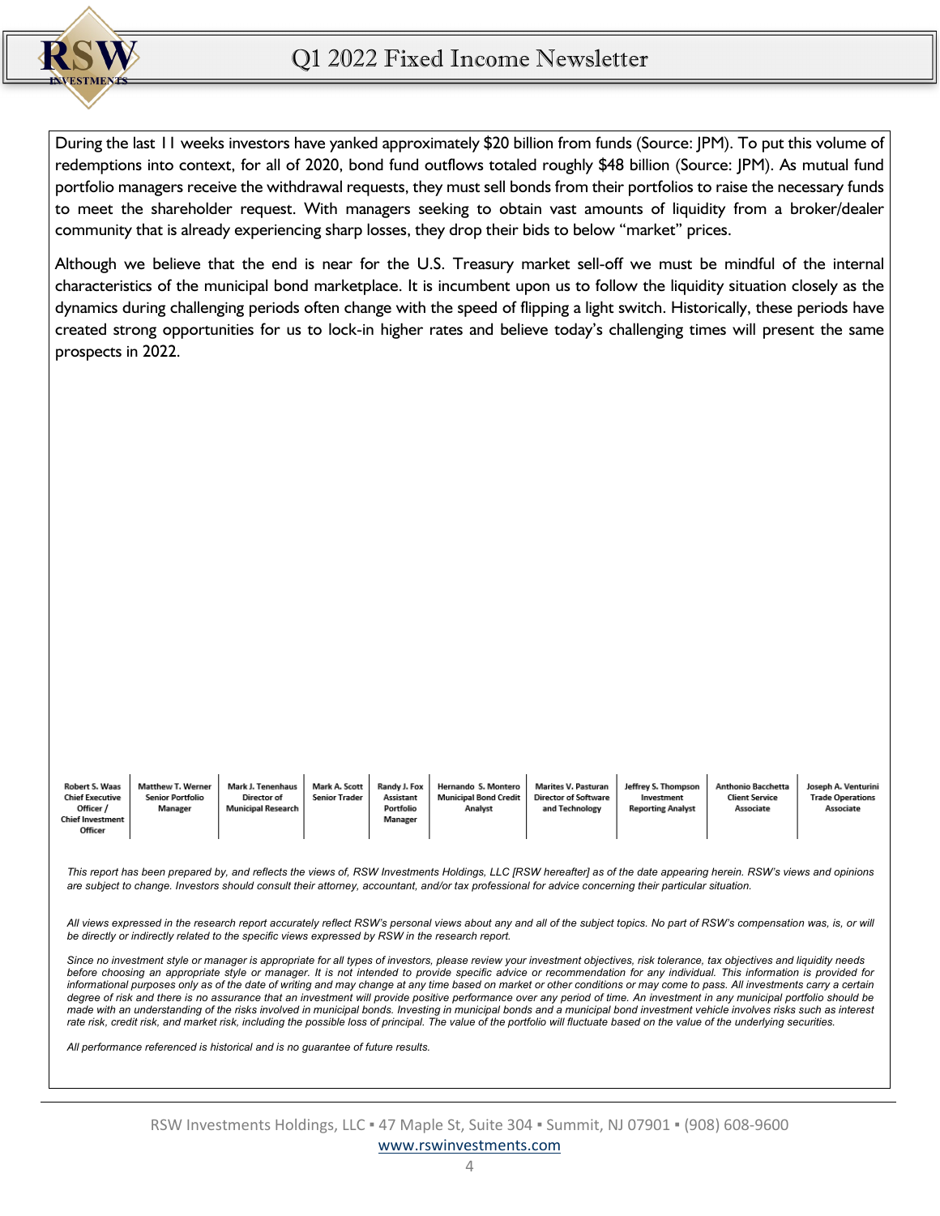During the last 11 weeks investors have yanked approximately $20 billion from funds (Source: JPM). To put this volume of redemptions into context, for all of 2020, bond fund outflows totaled roughly $48 billion (Source: JPM). As mutual fund portfolio managers receive the withdrawal requests, they must sell bonds from their portfolios to raise the necessary funds to meet the shareholder request. With managers seeking to obtain vast amounts of liquidity from a broker/dealer community that is already experiencing sharp losses, they drop their bids to below "market" prices.

Although we believe that the end is near for the U.S. Treasury market sell-off we must be mindful of the internal characteristics of the municipal bond marketplace. It is incumbent upon us to follow the liquidity situation closely as the dynamics during challenging periods often change with the speed of flipping a light switch. Historically, these periods have created strong opportunities for us to lock-in higher rates and believe today's challenging times will present the same prospects in 2022.

| | | | | | | | | | |
|---|---|---|---|---|---|---|---|---|---|
| **Robert S. Waas** Chief Executive Officer / Chief Investment Officer | **Matthew T. Werner** Senior Portfolio Manager | **Mark J. Tenenhaus** Director of Municipal Research | **Mark A. Scott** Senior Trader | **Randy J. Fox** Assistant Portfolio Manager | **Hernando S. Montero** Municipal Bond Credit Analyst | **Marites V. Pasturan** Director of Software and Technology | **Jeffrey S. Thompson** Investment Reporting Analyst | **Anthonio Bacchetta** Client Service Associate | **Joseph A. Venturini** Trade Operations Associate |

*This report has been prepared by, and reflects the views of, RSW Investments Holdings, LLC [RSW hereafter] as of the date appearing herein. RSW's views and opinions are subject to change. Investors should consult their attorney, accountant, and/or tax professional for advice concerning their particular situation.*

*All views expressed in the research report accurately reflect RSW's personal views about any and all of the subject topics. No part of RSW's compensation was, is, or will be directly or indirectly related to the specific views expressed by RSW in the research report.*

*Since no investment style or manager is appropriate for all types of investors, please review your investment objectives, risk tolerance, tax objectives and liquidity needs before choosing an appropriate style or manager. It is not intended to provide specific advice or recommendation for any individual. This information is provided for informational purposes only as of the date of writing and may change at any time based on market or other conditions or may come to pass. All investments carry a certain degree of risk and there is no assurance that an investment will provide positive performance over any period of time. An investment in any municipal portfolio should be made with an understanding of the risks involved in municipal bonds. Investing in municipal bonds and a municipal bond investment vehicle involves risks such as interest rate risk, credit risk, and market risk, including the possible loss of principal. The value of the portfolio will fluctuate based on the value of the underlying securities.*

*All performance referenced is historical and is no guarantee of future results.*